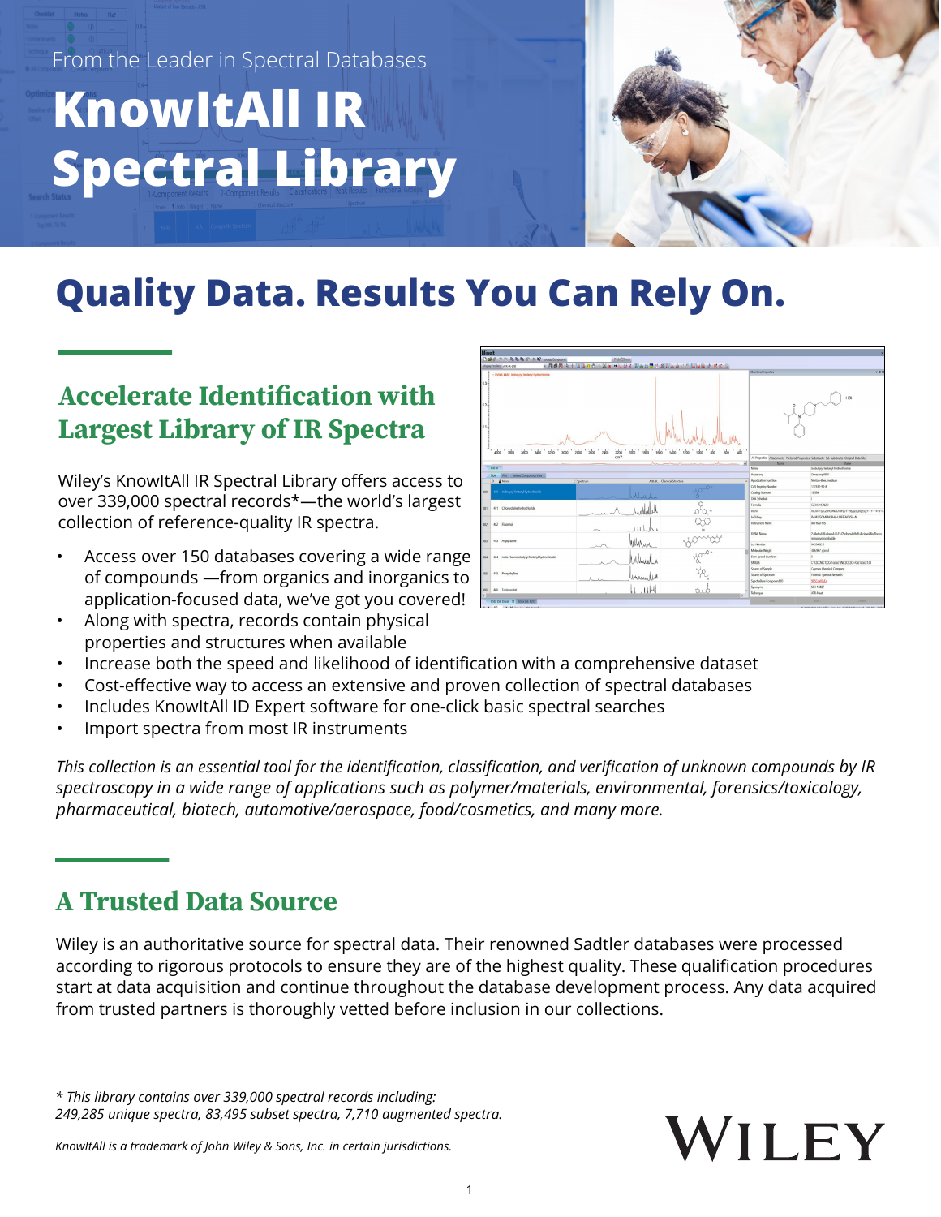From the Leader in Spectral Databases

# KnowItAll IR Spectral Library

# Quality Data. Results You Can Rely On.

## Accelerate Identification with Largest Library of IR Spectra

Wiley's KnowItAll IR Spectral Library offers access to over 339,000 spectral records*—the world's largest collection of reference-quality IR spectra.

- Access over 150 databases covering a wide range of compounds —from organics and inorganics to application-focused data, we've got you covered!
- Along with spectra, records contain physical properties and structures when available
- Increase both the speed and likelihood of identification with a comprehensive dataset
- Cost-effective way to access an extensive and proven collection of spectral databases
- Includes KnowItAll ID Expert software for one-click basic spectral searches
- Import spectra from most IR instruments

*This collection is an essential tool for the identification, classification, and verification of unknown compounds by IR spectroscopy in a wide range of applications such as polymer/materials, environmental, forensics/toxicology, pharmaceutical, biotech, automotive/aerospace, food/cosmetics, and many more.*

## A Trusted Data Source

Wiley is an authoritative source for spectral data. Their renowned Sadtler databases were processed according to rigorous protocols to ensure they are of the highest quality. These qualification procedures start at data acquisition and continue throughout the database development process. Any data acquired from trusted partners is thoroughly vetted before inclusion in our collections.

*\* This library contains over 339,000 spectral records including: 249,285 unique spectra, 83,495 subset spectra, 7,710 augmented spectra.*

*KnowItAll is a trademark of John Wiley & Sons, Inc. in certain jurisdictions.*

WILEY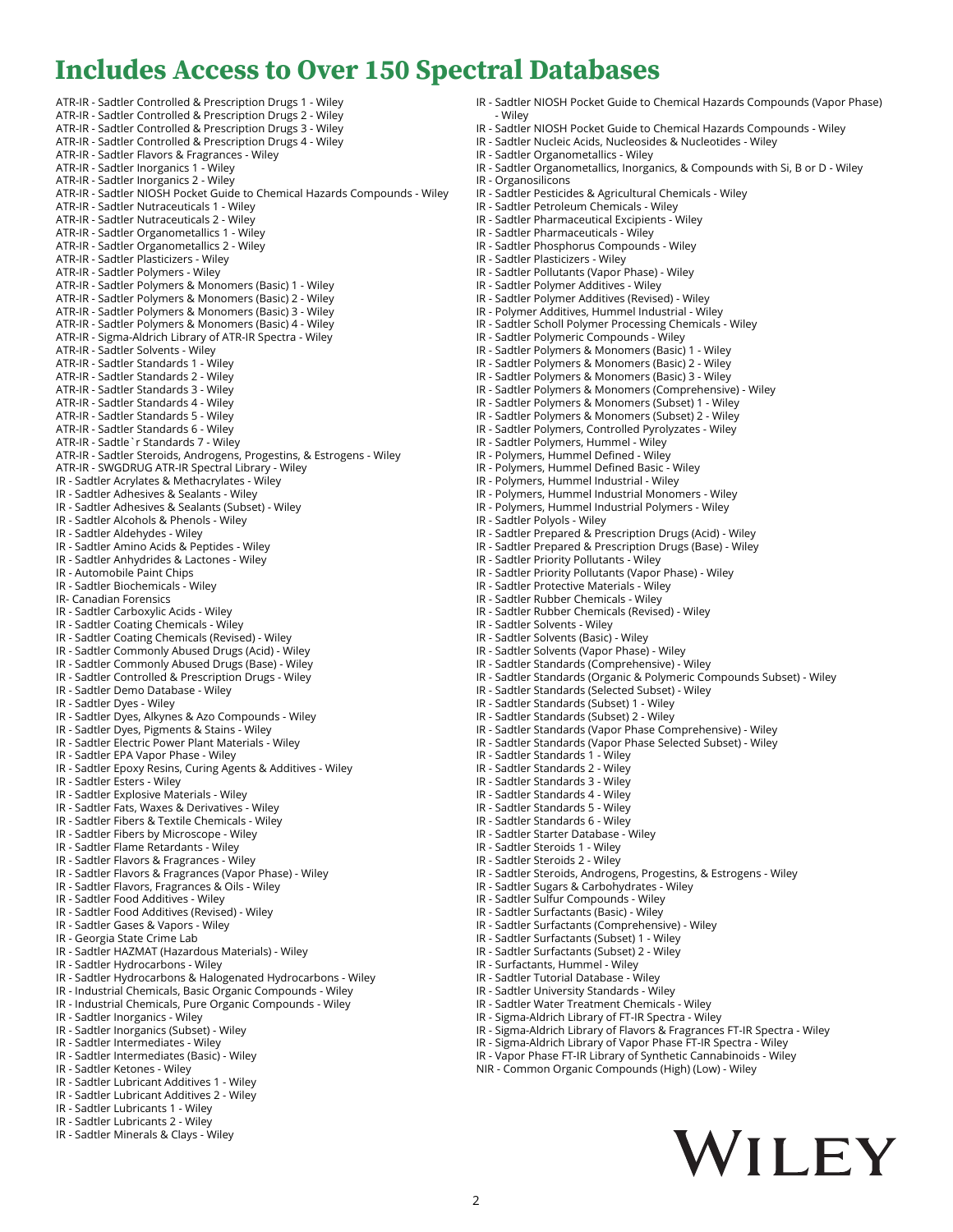# Includes Access to Over 150 Spectral Databases

ATR-IR - Sadtler Controlled & Prescription Drugs 1 - Wiley
ATR-IR - Sadtler Controlled & Prescription Drugs 2 - Wiley
ATR-IR - Sadtler Controlled & Prescription Drugs 3 - Wiley
ATR-IR - Sadtler Controlled & Prescription Drugs 4 - Wiley
ATR-IR - Sadtler Flavors & Fragrances - Wiley
ATR-IR - Sadtler Inorganics 1 - Wiley
ATR-IR - Sadtler Inorganics 2 - Wiley
ATR-IR - Sadtler NIOSH Pocket Guide to Chemical Hazards Compounds - Wiley
ATR-IR - Sadtler Nutraceuticals 1 - Wiley
ATR-IR - Sadtler Nutraceuticals 2 - Wiley
ATR-IR - Sadtler Organometallics 1 - Wiley
ATR-IR - Sadtler Organometallics 2 - Wiley
ATR-IR - Sadtler Plasticizers - Wiley
ATR-IR - Sadtler Polymers - Wiley
ATR-IR - Sadtler Polymers & Monomers (Basic) 1 - Wiley
ATR-IR - Sadtler Polymers & Monomers (Basic) 2 - Wiley
ATR-IR - Sadtler Polymers & Monomers (Basic) 3 - Wiley
ATR-IR - Sadtler Polymers & Monomers (Basic) 4 - Wiley
ATR-IR - Sigma-Aldrich Library of ATR-IR Spectra - Wiley
ATR-IR - Sadtler Solvents - Wiley
ATR-IR - Sadtler Standards 1 - Wiley
ATR-IR - Sadtler Standards 2 - Wiley
ATR-IR - Sadtler Standards 3 - Wiley
ATR-IR - Sadtler Standards 4 - Wiley
ATR-IR - Sadtler Standards 5 - Wiley
ATR-IR - Sadtler Standards 6 - Wiley
ATR-IR - Sadtle`r Standards 7 - Wiley
ATR-IR - Sadtler Steroids, Androgens, Progestins, & Estrogens - Wiley
ATR-IR - SWGDRUG ATR-IR Spectral Library - Wiley
IR - Sadtler Acrylates & Methacrylates - Wiley
IR - Sadtler Adhesives & Sealants - Wiley
IR - Sadtler Adhesives & Sealants (Subset) - Wiley
IR - Sadtler Alcohols & Phenols - Wiley
IR - Sadtler Aldehydes - Wiley
IR - Sadtler Amino Acids & Peptides - Wiley
IR - Sadtler Anhydrides & Lactones - Wiley
IR - Automobile Paint Chips
IR - Sadtler Biochemicals - Wiley
IR- Canadian Forensics
IR - Sadtler Carboxylic Acids - Wiley
IR - Sadtler Coating Chemicals - Wiley
IR - Sadtler Coating Chemicals (Revised) - Wiley
IR - Sadtler Commonly Abused Drugs (Acid) - Wiley
IR - Sadtler Commonly Abused Drugs (Base) - Wiley
IR - Sadtler Controlled & Prescription Drugs - Wiley
IR - Sadtler Demo Database - Wiley
IR - Sadtler Dyes - Wiley
IR - Sadtler Dyes, Alkynes & Azo Compounds - Wiley
IR - Sadtler Dyes, Pigments & Stains - Wiley
IR - Sadtler Electric Power Plant Materials - Wiley
IR - Sadtler EPA Vapor Phase - Wiley
IR - Sadtler Epoxy Resins, Curing Agents & Additives - Wiley
IR - Sadtler Esters - Wiley
IR - Sadtler Explosive Materials - Wiley
IR - Sadtler Fats, Waxes & Derivatives - Wiley
IR - Sadtler Fibers & Textile Chemicals - Wiley
IR - Sadtler Fibers by Microscope - Wiley
IR - Sadtler Flame Retardants - Wiley
IR - Sadtler Flavors & Fragrances - Wiley
IR - Sadtler Flavors & Fragrances (Vapor Phase) - Wiley
IR - Sadtler Flavors, Fragrances & Oils - Wiley
IR - Sadtler Food Additives - Wiley
IR - Sadtler Food Additives (Revised) - Wiley
IR - Sadtler Gases & Vapors - Wiley
IR - Georgia State Crime Lab
IR - Sadtler HAZMAT (Hazardous Materials) - Wiley
IR - Sadtler Hydrocarbons - Wiley
IR - Sadtler Hydrocarbons & Halogenated Hydrocarbons - Wiley
IR - Industrial Chemicals, Basic Organic Compounds - Wiley
IR - Industrial Chemicals, Pure Organic Compounds - Wiley
IR - Sadtler Inorganics - Wiley
IR - Sadtler Inorganics (Subset) - Wiley
IR - Sadtler Intermediates - Wiley
IR - Sadtler Intermediates (Basic) - Wiley
IR - Sadtler Ketones - Wiley
IR - Sadtler Lubricant Additives 1 - Wiley
IR - Sadtler Lubricant Additives 2 - Wiley
IR - Sadtler Lubricants 1 - Wiley
IR - Sadtler Lubricants 2 - Wiley
IR - Sadtler Minerals & Clays - Wiley
IR - Sadtler NIOSH Pocket Guide to Chemical Hazards Compounds (Vapor Phase) - Wiley
IR - Sadtler NIOSH Pocket Guide to Chemical Hazards Compounds - Wiley
IR - Sadtler Nucleic Acids, Nucleosides & Nucleotides - Wiley
IR - Sadtler Organometallics - Wiley
IR - Sadtler Organometallics, Inorganics, & Compounds with Si, B or D - Wiley
IR - Organosilicons
IR - Sadtler Pesticides & Agricultural Chemicals - Wiley
IR - Sadtler Petroleum Chemicals - Wiley
IR - Sadtler Pharmaceutical Excipients - Wiley
IR - Sadtler Pharmaceuticals - Wiley
IR - Sadtler Phosphorus Compounds - Wiley
IR - Sadtler Plasticizers - Wiley
IR - Sadtler Pollutants (Vapor Phase) - Wiley
IR - Sadtler Polymer Additives - Wiley
IR - Sadtler Polymer Additives (Revised) - Wiley
IR - Polymer Additives, Hummel Industrial - Wiley
IR - Sadtler Scholl Polymer Processing Chemicals - Wiley
IR - Sadtler Polymeric Compounds - Wiley
IR - Sadtler Polymers & Monomers (Basic) 1 - Wiley
IR - Sadtler Polymers & Monomers (Basic) 2 - Wiley
IR - Sadtler Polymers & Monomers (Basic) 3 - Wiley
IR - Sadtler Polymers & Monomers (Comprehensive) - Wiley
IR - Sadtler Polymers & Monomers (Subset) 1 - Wiley
IR - Sadtler Polymers & Monomers (Subset) 2 - Wiley
IR - Sadtler Polymers, Controlled Pyrolyzates - Wiley
IR - Sadtler Polymers, Hummel - Wiley
IR - Polymers, Hummel Defined - Wiley
IR - Polymers, Hummel Defined Basic - Wiley
IR - Polymers, Hummel Industrial - Wiley
IR - Polymers, Hummel Industrial Monomers - Wiley
IR - Polymers, Hummel Industrial Polymers - Wiley
IR - Sadtler Polyols - Wiley
IR - Sadtler Prepared & Prescription Drugs (Acid) - Wiley
IR - Sadtler Prepared & Prescription Drugs (Base) - Wiley
IR - Sadtler Priority Pollutants - Wiley
IR - Sadtler Priority Pollutants (Vapor Phase) - Wiley
IR - Sadtler Protective Materials - Wiley
IR - Sadtler Rubber Chemicals - Wiley
IR - Sadtler Rubber Chemicals (Revised) - Wiley
IR - Sadtler Solvents - Wiley
IR - Sadtler Solvents (Basic) - Wiley
IR - Sadtler Solvents (Vapor Phase) - Wiley
IR - Sadtler Standards (Comprehensive) - Wiley
IR - Sadtler Standards (Organic & Polymeric Compounds Subset) - Wiley
IR - Sadtler Standards (Selected Subset) - Wiley
IR - Sadtler Standards (Subset) 1 - Wiley
IR - Sadtler Standards (Subset) 2 - Wiley
IR - Sadtler Standards (Vapor Phase Comprehensive) - Wiley
IR - Sadtler Standards (Vapor Phase Selected Subset) - Wiley
IR - Sadtler Standards 1 - Wiley
IR - Sadtler Standards 2 - Wiley
IR - Sadtler Standards 3 - Wiley
IR - Sadtler Standards 4 - Wiley
IR - Sadtler Standards 5 - Wiley
IR - Sadtler Standards 6 - Wiley
IR - Sadtler Starter Database - Wiley
IR - Sadtler Steroids 1 - Wiley
IR - Sadtler Steroids 2 - Wiley
IR - Sadtler Steroids, Androgens, Progestins, & Estrogens - Wiley
IR - Sadtler Sugars & Carbohydrates - Wiley
IR - Sadtler Sulfur Compounds - Wiley
IR - Sadtler Surfactants (Basic) - Wiley
IR - Sadtler Surfactants (Comprehensive) - Wiley
IR - Sadtler Surfactants (Subset) 1 - Wiley
IR - Sadtler Surfactants (Subset) 2 - Wiley
IR - Surfactants, Hummel - Wiley
IR - Sadtler Tutorial Database - Wiley
IR - Sadtler University Standards - Wiley
IR - Sadtler Water Treatment Chemicals - Wiley
IR - Sigma-Aldrich Library of FT-IR Spectra - Wiley
IR - Sigma-Aldrich Library of Flavors & Fragrances FT-IR Spectra - Wiley
IR - Sigma-Aldrich Library of Vapor Phase FT-IR Spectra - Wiley
IR - Vapor Phase FT-IR Library of Synthetic Cannabinoids - Wiley
NIR - Common Organic Compounds (High) (Low) - Wiley

WILEY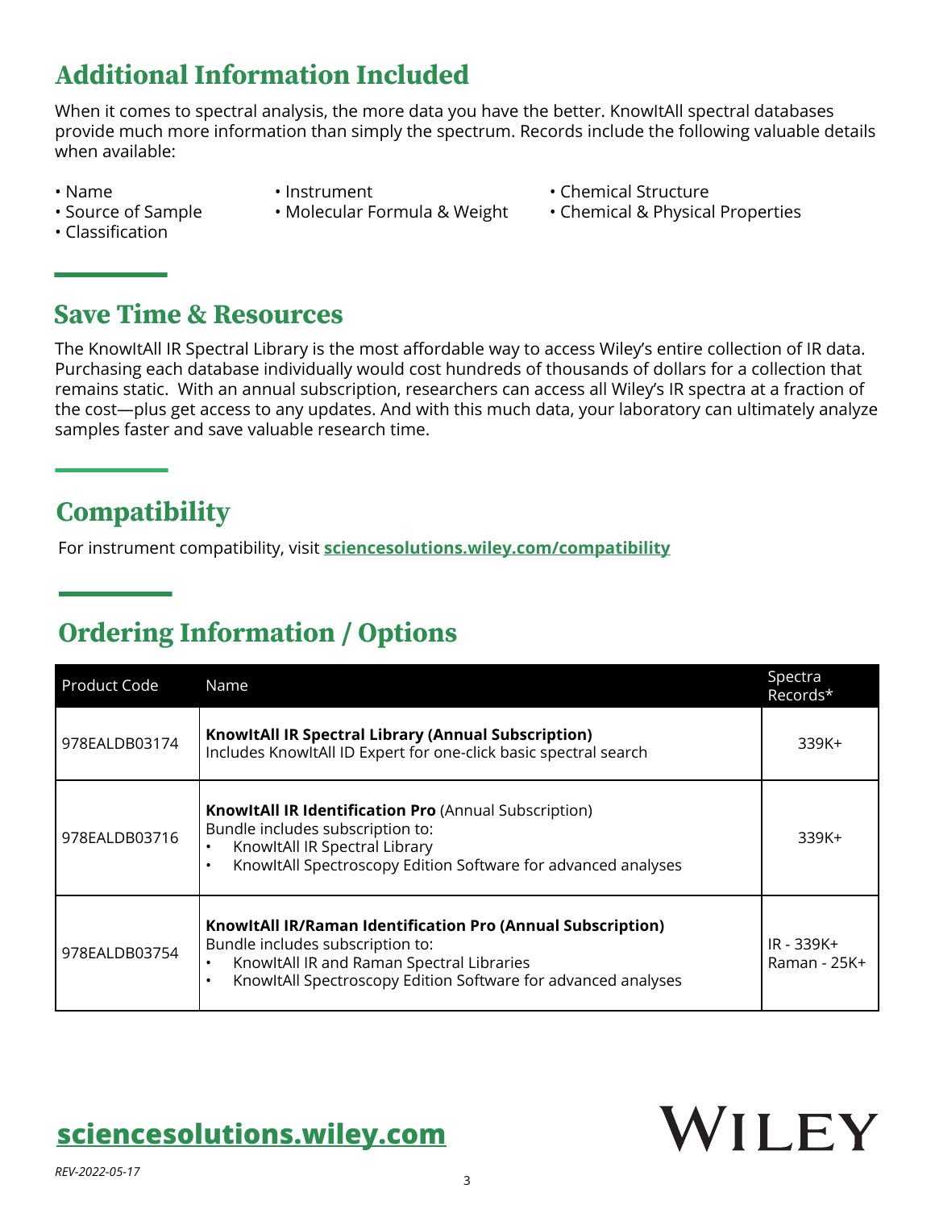## Additional Information Included

When it comes to spectral analysis, the more data you have the better. KnowItAll spectral databases provide much more information than simply the spectrum. Records include the following valuable details when available:

- Name
- Source of Sample
- Classification
- Instrument
- Molecular Formula & Weight
- Chemical Structure
- Chemical & Physical Properties

## Save Time & Resources

The KnowItAll IR Spectral Library is the most affordable way to access Wiley's entire collection of IR data. Purchasing each database individually would cost hundreds of thousands of dollars for a collection that remains static. With an annual subscription, researchers can access all Wiley's IR spectra at a fraction of the cost—plus get access to any updates. And with this much data, your laboratory can ultimately analyze samples faster and save valuable research time.

## Compatibility

For instrument compatibility, visit **sciencesolutions.wiley.com/compatibility**

## Ordering Information / Options

| Product Code | Name | Spectra Records* |
|---|---|---|
| 978EALDB03174 | **KnowItAll IR Spectral Library (Annual Subscription)** Includes KnowItAll ID Expert for one-click basic spectral search | 339K+ |
| 978EALDB03716 | **KnowItAll IR Identification Pro** (Annual Subscription) Bundle includes subscription to: • KnowItAll IR Spectral Library • KnowItAll Spectroscopy Edition Software for advanced analyses | 339K+ |
| 978EALDB03754 | **KnowItAll IR/Raman Identification Pro (Annual Subscription)** Bundle includes subscription to: • KnowItAll IR and Raman Spectral Libraries • KnowItAll Spectroscopy Edition Software for advanced analyses | IR - 339K+ Raman - 25K+ |

**sciencesolutions.wiley.com**

WILEY

*REV-2022-05-17*